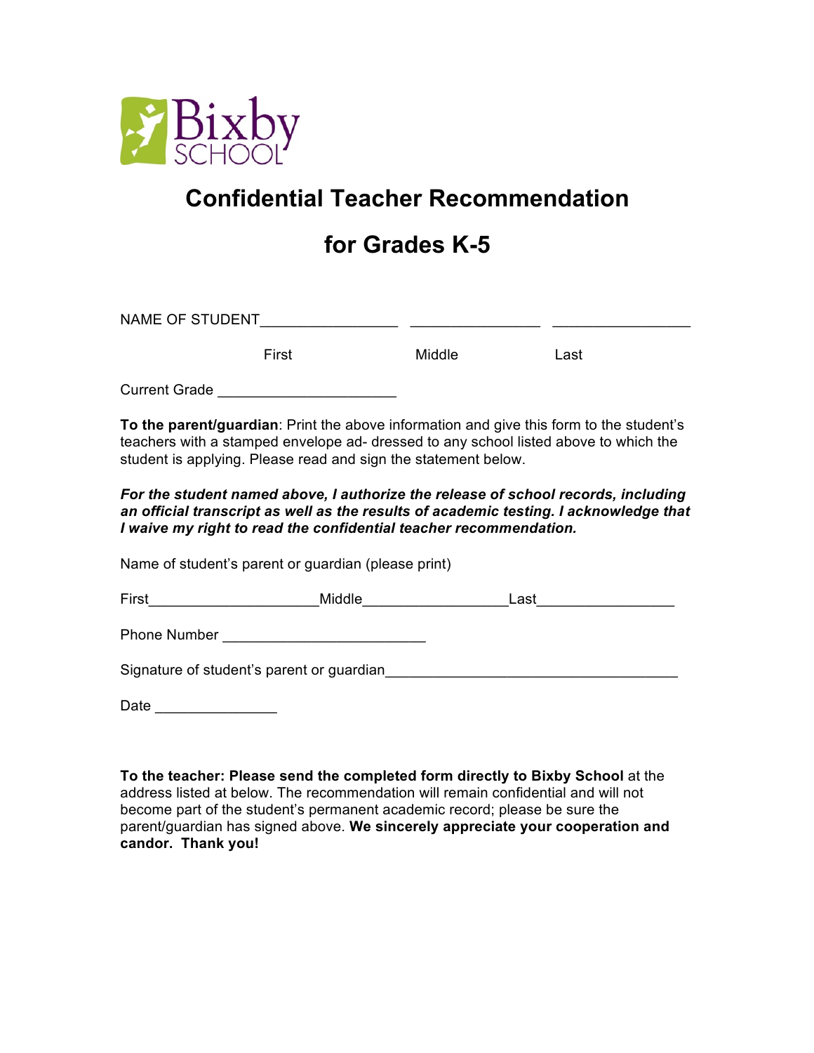Bixby SCHOOL

# Confidential Teacher Recommendation

# for Grades K-5

NAME OF STUDENT________________ ________________ ________________

First Middle Last

Current Grade ______________________

**To the parent/guardian**: Print the above information and give this form to the student's teachers with a stamped envelope ad- dressed to any school listed above to which the student is applying. Please read and sign the statement below.

***For the student named above, I authorize the release of school records, including an official transcript as well as the results of academic testing. I acknowledge that I waive my right to read the confidential teacher recommendation.***

Name of student's parent or guardian (please print)

First_____________________Middle__________________Last_________________

Phone Number _________________________

Signature of student's parent or guardian____________________________________

Date _______________

**To the teacher: Please send the completed form directly to Bixby School** at the address listed at below. The recommendation will remain confidential and will not become part of the student's permanent academic record; please be sure the parent/guardian has signed above. **We sincerely appreciate your cooperation and candor. Thank you!**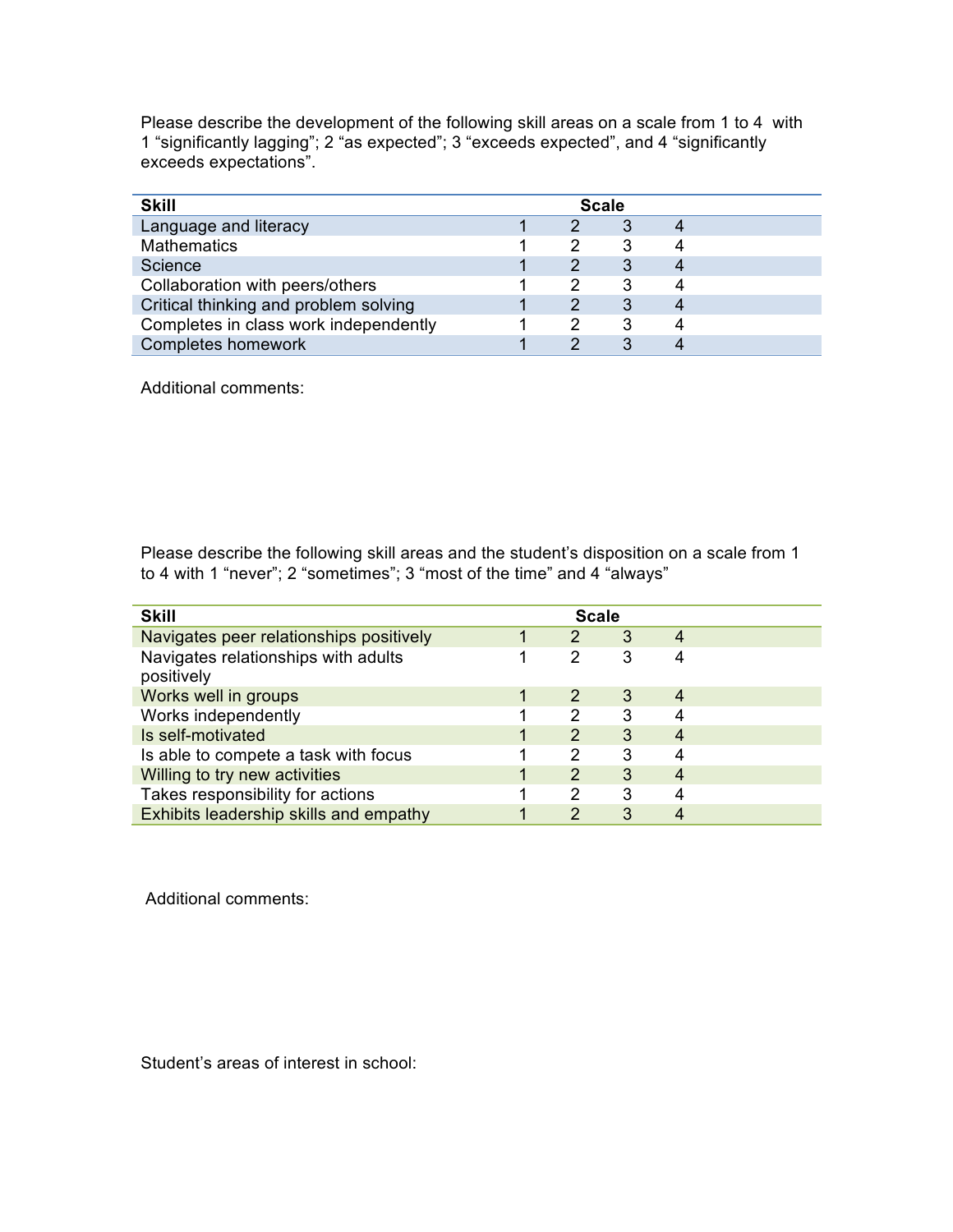Please describe the development of the following skill areas on a scale from 1 to 4 with 1 “significantly lagging”; 2 “as expected”; 3 “exceeds expected”, and 4 “significantly exceeds expectations”.

| Skill | Scale | | | |
|---|---|---|---|---|
| Language and literacy | 1 | 2 | 3 | 4 |
| Mathematics | 1 | 2 | 3 | 4 |
| Science | 1 | 2 | 3 | 4 |
| Collaboration with peers/others | 1 | 2 | 3 | 4 |
| Critical thinking and problem solving | 1 | 2 | 3 | 4 |
| Completes in class work independently | 1 | 2 | 3 | 4 |
| Completes homework | 1 | 2 | 3 | 4 |

Additional comments:

Please describe the following skill areas and the student’s disposition on a scale from 1 to 4 with 1 “never”; 2 “sometimes”; 3 “most of the time” and 4 “always”

| Skill | Scale | | | |
|---|---|---|---|---|
| Navigates peer relationships positively | 1 | 2 | 3 | 4 |
| Navigates relationships with adults positively | 1 | 2 | 3 | 4 |
| Works well in groups | 1 | 2 | 3 | 4 |
| Works independently | 1 | 2 | 3 | 4 |
| Is self-motivated | 1 | 2 | 3 | 4 |
| Is able to compete a task with focus | 1 | 2 | 3 | 4 |
| Willing to try new activities | 1 | 2 | 3 | 4 |
| Takes responsibility for actions | 1 | 2 | 3 | 4 |
| Exhibits leadership skills and empathy | 1 | 2 | 3 | 4 |

Additional comments:

Student’s areas of interest in school: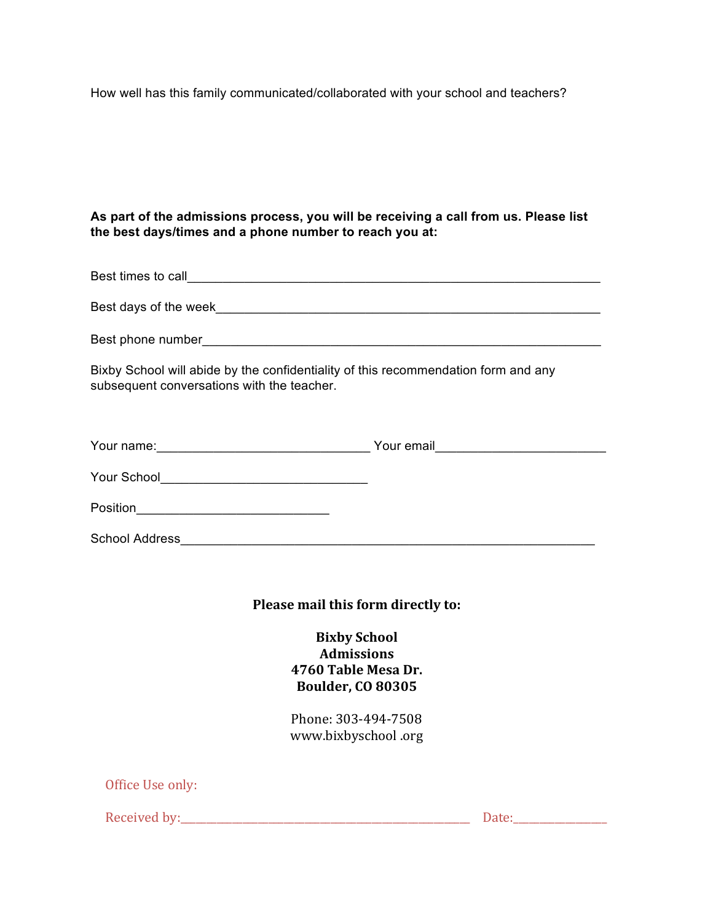How well has this family communicated/collaborated with your school and teachers?

**As part of the admissions process, you will be receiving a call from us. Please list the best days/times and a phone number to reach you at:**

Best times to call_______________________________________________________________

Best days of the week____________________________________________________________

Best phone number_______________________________________________________________

Bixby School will abide by the confidentiality of this recommendation form and any subsequent conversations with the teacher.

Your name:______________________________ Your email________________________

Your School_____________________________

Position___________________________

School Address__________________________________________________________

**Please mail this form directly to:**

**Bixby School**
**Admissions**
**4760 Table Mesa Dr.**
**Boulder, CO 80305**

Phone: 303-494-7508
www.bixbyschool .org

Office Use only:

Received by:_____________________________________________ Date:_______________